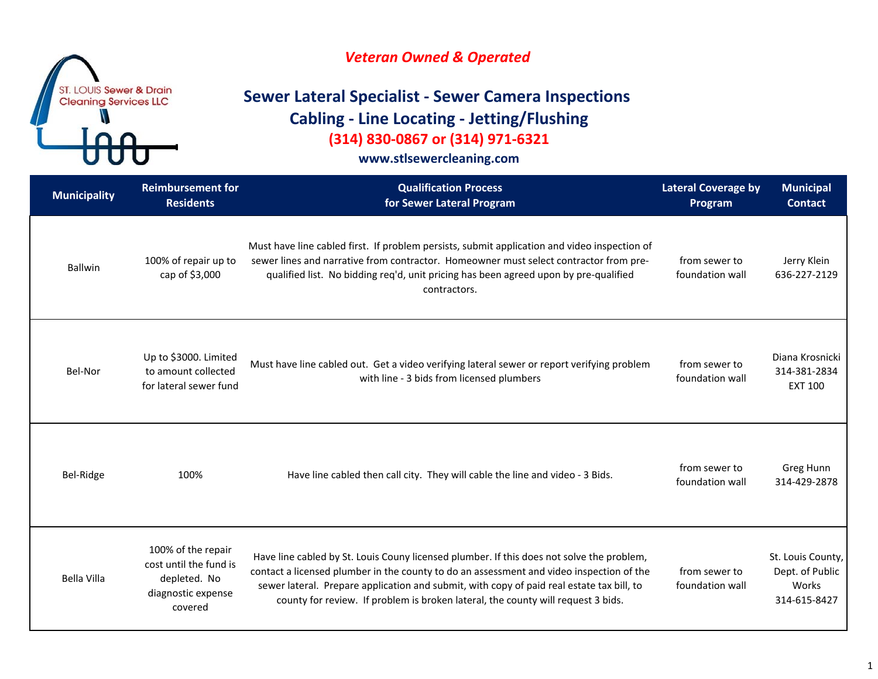*Veteran Owned & Operated*

## Sewer Lateral Specialist - Sewer Camera Inspections
## Cabling - Line Locating - Jetting/Flushing

**(314) 830-0867 or (314) 971-6321**

**www.stlsewercleaning.com**

| Municipality | Reimbursement for Residents | Qualification Process for Sewer Lateral Program | Lateral Coverage by Program | Municipal Contact |
|---|---|---|---|---|
| Ballwin | 100% of repair up to cap of $3,000 | Must have line cabled first. If problem persists, submit application and video inspection of sewer lines and narrative from contractor. Homeowner must select contractor from pre-qualified list. No bidding req'd, unit pricing has been agreed upon by pre-qualified contractors. | from sewer to foundation wall | Jerry Klein 636-227-2129 |
| Bel-Nor | Up to $3000. Limited to amount collected for lateral sewer fund | Must have line cabled out. Get a video verifying lateral sewer or report verifying problem with line - 3 bids from licensed plumbers | from sewer to foundation wall | Diana Krosnicki 314-381-2834 EXT 100 |
| Bel-Ridge | 100% | Have line cabled then call city. They will cable the line and video - 3 Bids. | from sewer to foundation wall | Greg Hunn 314-429-2878 |
| Bella Villa | 100% of the repair cost until the fund is depleted. No diagnostic expense covered | Have line cabled by St. Louis Couny licensed plumber. If this does not solve the problem, contact a licensed plumber in the county to do an assessment and video inspection of the sewer lateral. Prepare application and submit, with copy of paid real estate tax bill, to county for review. If problem is broken lateral, the county will request 3 bids. | from sewer to foundation wall | St. Louis County, Dept. of Public Works 314-615-8427 |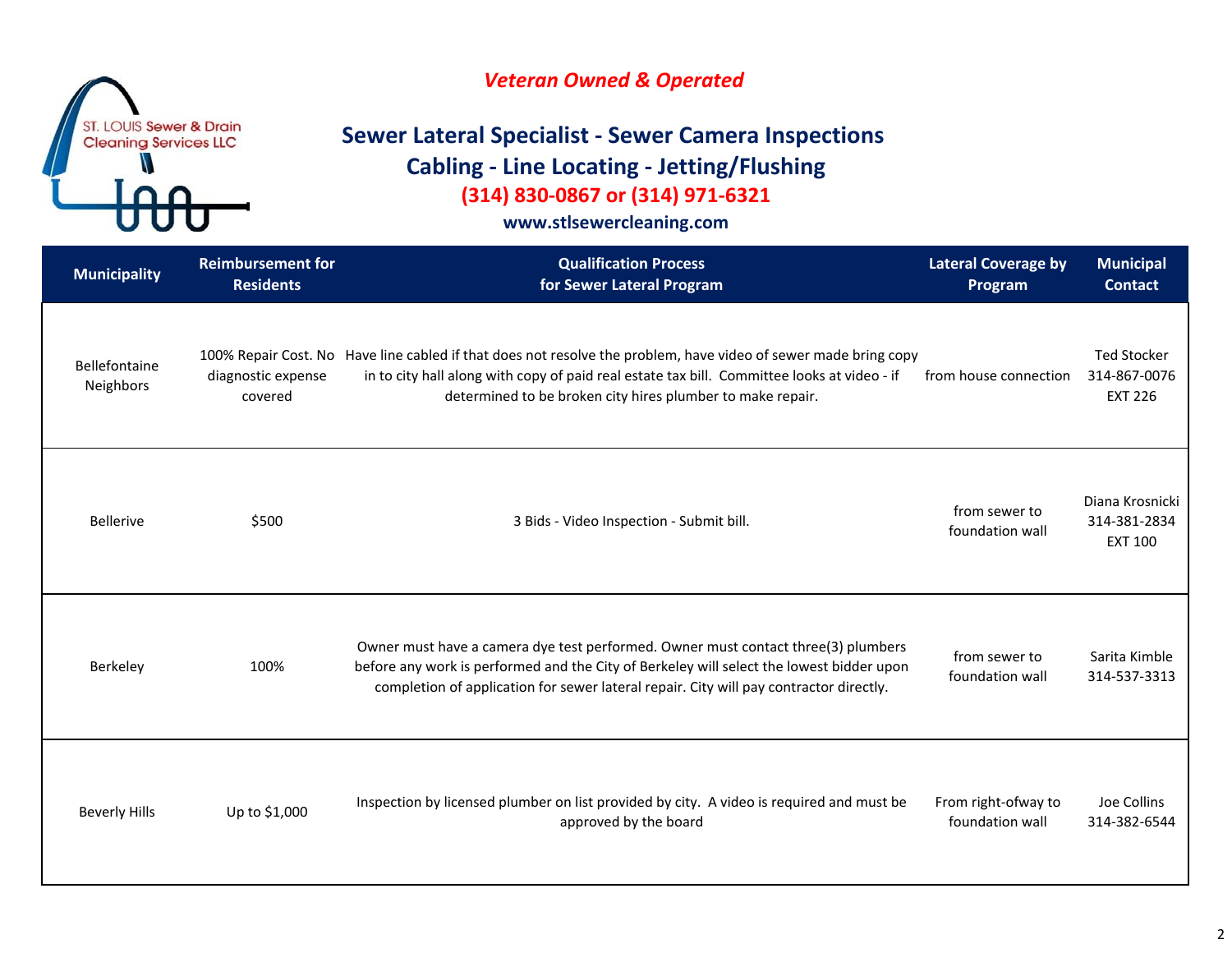*Veteran Owned & Operated*

ST. LOUIS Sewer & Drain Cleaning Services LLC

## Sewer Lateral Specialist - Sewer Camera Inspections
## Cabling - Line Locating - Jetting/Flushing

**(314) 830-0867 or (314) 971-6321**

**www.stlsewercleaning.com**

| Municipality | Reimbursement for Residents | Qualification Process for Sewer Lateral Program | Lateral Coverage by Program | Municipal Contact |
|---|---|---|---|---|
| Bellefontaine Neighbors | 100% Repair Cost. No diagnostic expense covered | Have line cabled if that does not resolve the problem, have video of sewer made bring copy in to city hall along with copy of paid real estate tax bill. Committee looks at video - if determined to be broken city hires plumber to make repair. | from house connection | Ted Stocker 314-867-0076 EXT 226 |
| Bellerive | $500 | 3 Bids - Video Inspection - Submit bill. | from sewer to foundation wall | Diana Krosnicki 314-381-2834 EXT 100 |
| Berkeley | 100% | Owner must have a camera dye test performed. Owner must contact three(3) plumbers before any work is performed and the City of Berkeley will select the lowest bidder upon completion of application for sewer lateral repair. City will pay contractor directly. | from sewer to foundation wall | Sarita Kimble 314-537-3313 |
| Beverly Hills | Up to $1,000 | Inspection by licensed plumber on list provided by city. A video is required and must be approved by the board | From right-ofway to foundation wall | Joe Collins 314-382-6544 |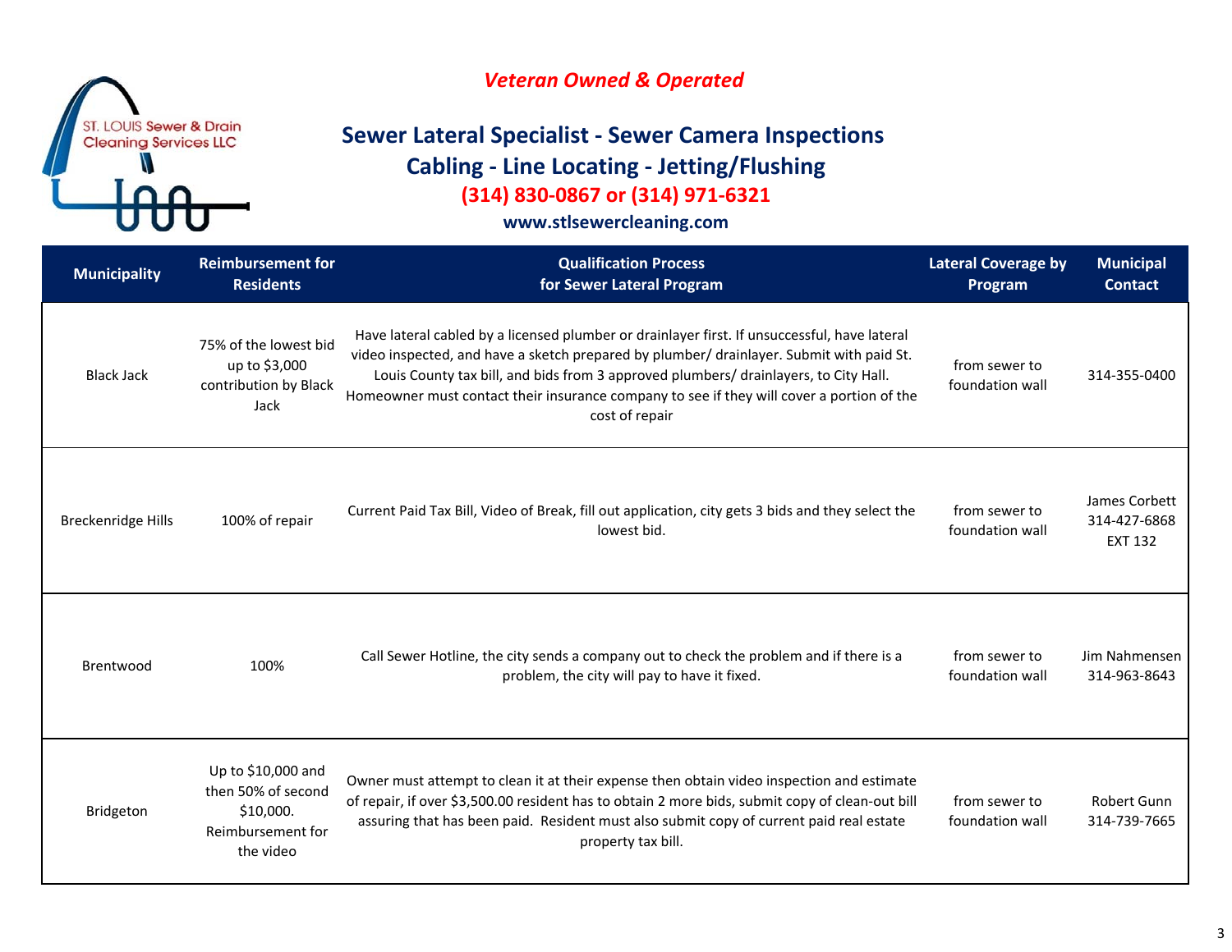*Veteran Owned & Operated*

ST. LOUIS Sewer & Drain Cleaning Services LLC

## Sewer Lateral Specialist - Sewer Camera Inspections
## Cabling - Line Locating - Jetting/Flushing

**(314) 830-0867 or (314) 971-6321**

**www.stlsewercleaning.com**

| Municipality | Reimbursement for Residents | Qualification Process for Sewer Lateral Program | Lateral Coverage by Program | Municipal Contact |
|---|---|---|---|---|
| Black Jack | 75% of the lowest bid up to $3,000 contribution by Black Jack | Have lateral cabled by a licensed plumber or drainlayer first. If unsuccessful, have lateral video inspected, and have a sketch prepared by plumber/ drainlayer. Submit with paid St. Louis County tax bill, and bids from 3 approved plumbers/ drainlayers, to City Hall. Homeowner must contact their insurance company to see if they will cover a portion of the cost of repair | from sewer to foundation wall | 314-355-0400 |
| Breckenridge Hills | 100% of repair | Current Paid Tax Bill, Video of Break, fill out application, city gets 3 bids and they select the lowest bid. | from sewer to foundation wall | James Corbett 314-427-6868 EXT 132 |
| Brentwood | 100% | Call Sewer Hotline, the city sends a company out to check the problem and if there is a problem, the city will pay to have it fixed. | from sewer to foundation wall | Jim Nahmensen 314-963-8643 |
| Bridgeton | Up to $10,000 and then 50% of second $10,000. Reimbursement for the video | Owner must attempt to clean it at their expense then obtain video inspection and estimate of repair, if over $3,500.00 resident has to obtain 2 more bids, submit copy of clean-out bill assuring that has been paid. Resident must also submit copy of current paid real estate property tax bill. | from sewer to foundation wall | Robert Gunn 314-739-7665 |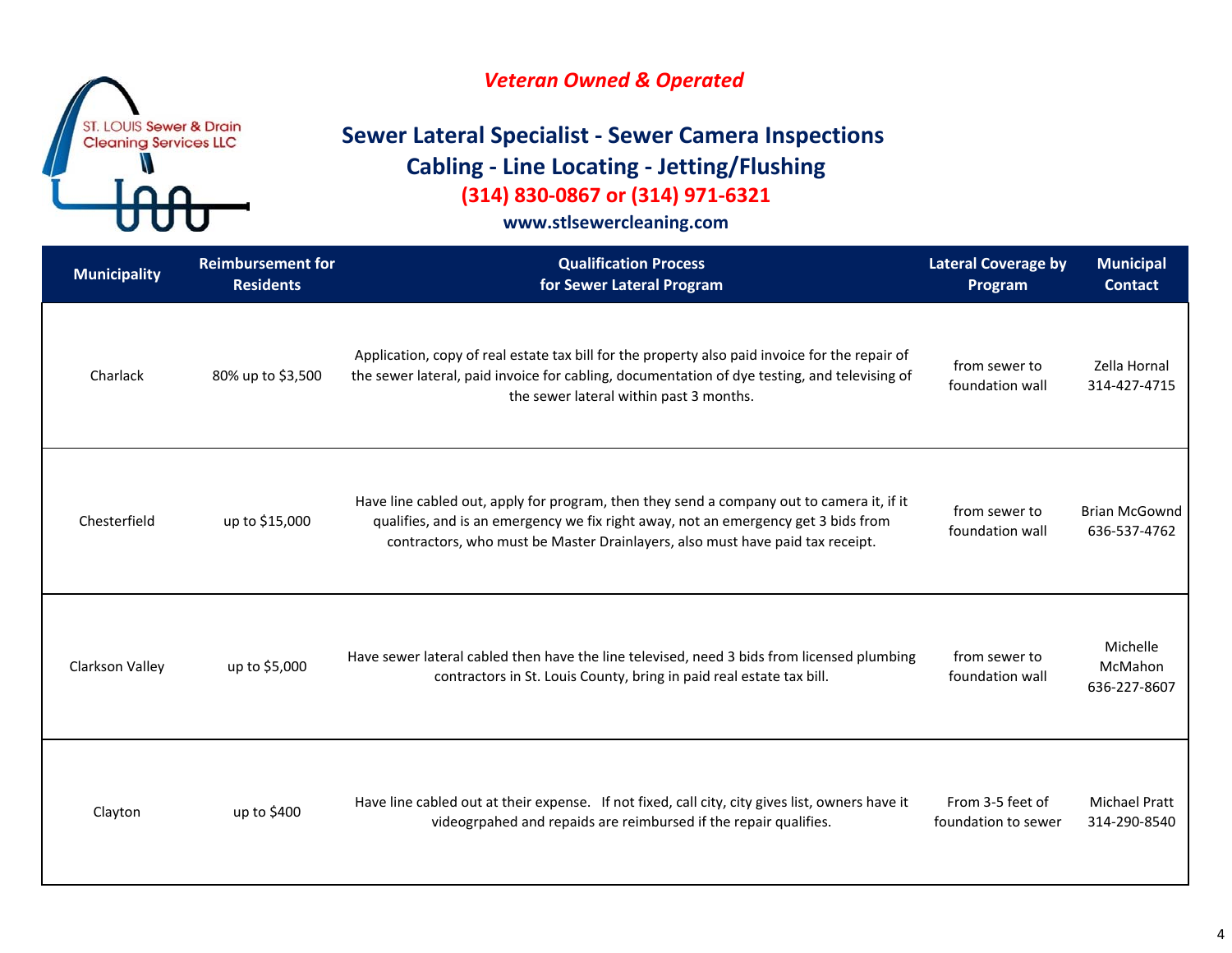ST. LOUIS Sewer & Drain Cleaning Services LLC

*Veteran Owned & Operated*

## Sewer Lateral Specialist - Sewer Camera Inspections
## Cabling - Line Locating - Jetting/Flushing

**(314) 830-0867 or (314) 971-6321**

**www.stlsewercleaning.com**

| Municipality | Reimbursement for Residents | Qualification Process for Sewer Lateral Program | Lateral Coverage by Program | Municipal Contact |
|---|---|---|---|---|
| Charlack | 80% up to $3,500 | Application, copy of real estate tax bill for the property also paid invoice for the repair of the sewer lateral, paid invoice for cabling, documentation of dye testing, and televising of the sewer lateral within past 3 months. | from sewer to foundation wall | Zella Hornal 314-427-4715 |
| Chesterfield | up to $15,000 | Have line cabled out, apply for program, then they send a company out to camera it, if it qualifies, and is an emergency we fix right away, not an emergency get 3 bids from contractors, who must be Master Drainlayers, also must have paid tax receipt. | from sewer to foundation wall | Brian McGownd 636-537-4762 |
| Clarkson Valley | up to $5,000 | Have sewer lateral cabled then have the line televised, need 3 bids from licensed plumbing contractors in St. Louis County, bring in paid real estate tax bill. | from sewer to foundation wall | Michelle McMahon 636-227-8607 |
| Clayton | up to $400 | Have line cabled out at their expense. If not fixed, call city, city gives list, owners have it videogrpahed and repaids are reimbursed if the repair qualifies. | From 3-5 feet of foundation to sewer | Michael Pratt 314-290-8540 |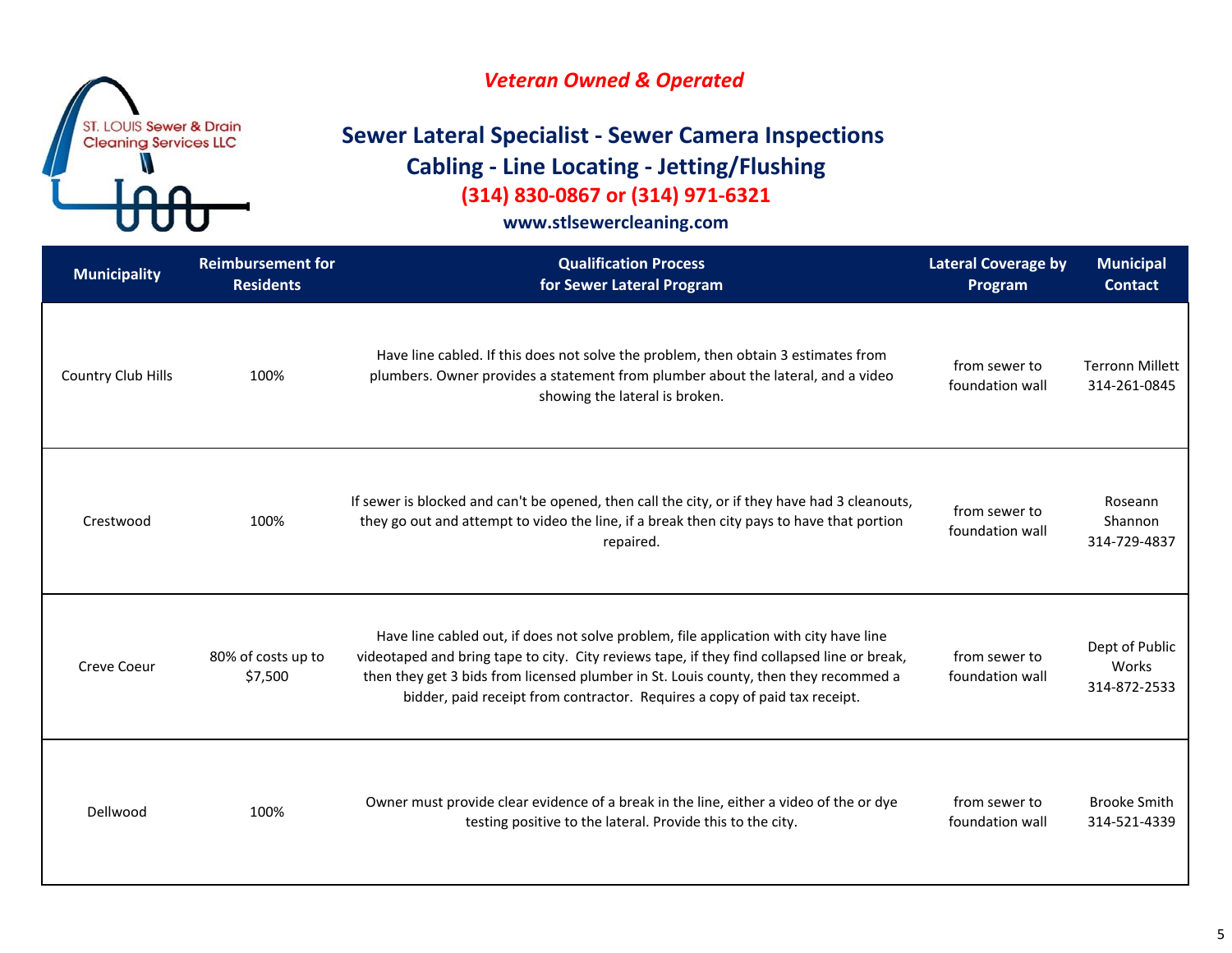ST. LOUIS Sewer & Drain Cleaning Services LLC

*Veteran Owned & Operated*

## Sewer Lateral Specialist - Sewer Camera Inspections
## Cabling - Line Locating - Jetting/Flushing

**(314) 830-0867 or (314) 971-6321**

**www.stlsewercleaning.com**

| Municipality | Reimbursement for Residents | Qualification Process for Sewer Lateral Program | Lateral Coverage by Program | Municipal Contact |
|---|---|---|---|---|
| Country Club Hills | 100% | Have line cabled. If this does not solve the problem, then obtain 3 estimates from plumbers. Owner provides a statement from plumber about the lateral, and a video showing the lateral is broken. | from sewer to foundation wall | Terronn Millett 314-261-0845 |
| Crestwood | 100% | If sewer is blocked and can't be opened, then call the city, or if they have had 3 cleanouts, they go out and attempt to video the line, if a break then city pays to have that portion repaired. | from sewer to foundation wall | Roseann Shannon 314-729-4837 |
| Creve Coeur | 80% of costs up to $7,500 | Have line cabled out, if does not solve problem, file application with city have line videotaped and bring tape to city. City reviews tape, if they find collapsed line or break, then they get 3 bids from licensed plumber in St. Louis county, then they recommed a bidder, paid receipt from contractor. Requires a copy of paid tax receipt. | from sewer to foundation wall | Dept of Public Works 314-872-2533 |
| Dellwood | 100% | Owner must provide clear evidence of a break in the line, either a video of the or dye testing positive to the lateral. Provide this to the city. | from sewer to foundation wall | Brooke Smith 314-521-4339 |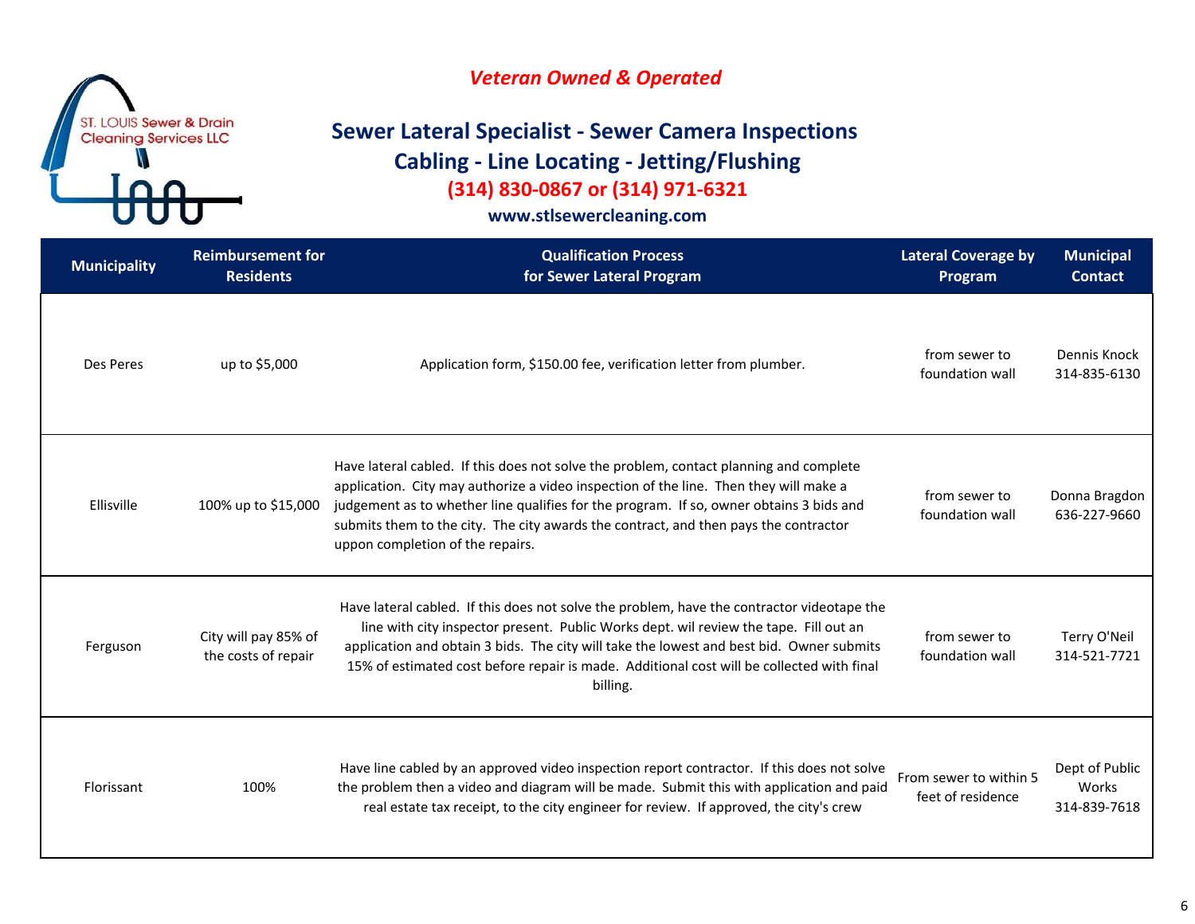ST. LOUIS Sewer & Drain Cleaning Services LLC

*Veteran Owned & Operated*

**Sewer Lateral Specialist - Sewer Camera Inspections**
**Cabling - Line Locating - Jetting/Flushing**
**(314) 830-0867 or (314) 971-6321**
**www.stlsewercleaning.com**

| Municipality | Reimbursement for Residents | Qualification Process for Sewer Lateral Program | Lateral Coverage by Program | Municipal Contact |
|---|---|---|---|---|
| Des Peres | up to $5,000 | Application form, $150.00 fee, verification letter from plumber. | from sewer to foundation wall | Dennis Knock 314-835-6130 |
| Ellisville | 100% up to $15,000 | Have lateral cabled. If this does not solve the problem, contact planning and complete application. City may authorize a video inspection of the line. Then they will make a judgement as to whether line qualifies for the program. If so, owner obtains 3 bids and submits them to the city. The city awards the contract, and then pays the contractor uppon completion of the repairs. | from sewer to foundation wall | Donna Bragdon 636-227-9660 |
| Ferguson | City will pay 85% of the costs of repair | Have lateral cabled. If this does not solve the problem, have the contractor videotape the line with city inspector present. Public Works dept. wil review the tape. Fill out an application and obtain 3 bids. The city will take the lowest and best bid. Owner submits 15% of estimated cost before repair is made. Additional cost will be collected with final billing. | from sewer to foundation wall | Terry O'Neil 314-521-7721 |
| Florissant | 100% | Have line cabled by an approved video inspection report contractor. If this does not solve the problem then a video and diagram will be made. Submit this with application and paid real estate tax receipt, to the city engineer for review. If approved, the city's crew | From sewer to within 5 feet of residence | Dept of Public Works 314-839-7618 |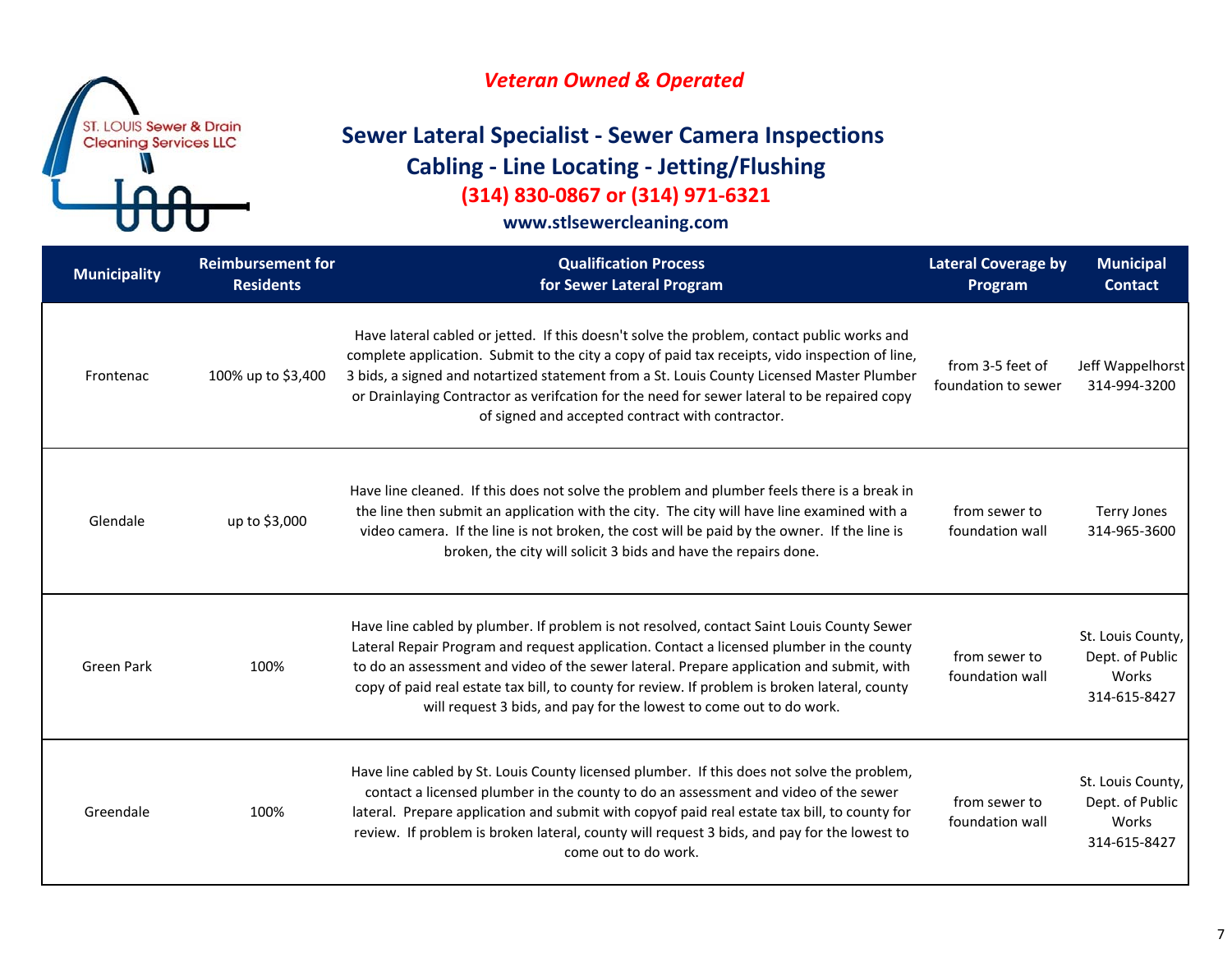ST. LOUIS Sewer & Drain Cleaning Services LLC

*Veteran Owned & Operated*

## Sewer Lateral Specialist - Sewer Camera Inspections
## Cabling - Line Locating - Jetting/Flushing

**(314) 830-0867 or (314) 971-6321**

**www.stlsewercleaning.com**

| Municipality | Reimbursement for Residents | Qualification Process for Sewer Lateral Program | Lateral Coverage by Program | Municipal Contact |
|---|---|---|---|---|
| Frontenac | 100% up to $3,400 | Have lateral cabled or jetted. If this doesn't solve the problem, contact public works and complete application. Submit to the city a copy of paid tax receipts, vido inspection of line, 3 bids, a signed and notartized statement from a St. Louis County Licensed Master Plumber or Drainlaying Contractor as verifcation for the need for sewer lateral to be repaired copy of signed and accepted contract with contractor. | from 3-5 feet of foundation to sewer | Jeff Wappelhorst 314-994-3200 |
| Glendale | up to $3,000 | Have line cleaned. If this does not solve the problem and plumber feels there is a break in the line then submit an application with the city. The city will have line examined with a video camera. If the line is not broken, the cost will be paid by the owner. If the line is broken, the city will solicit 3 bids and have the repairs done. | from sewer to foundation wall | Terry Jones 314-965-3600 |
| Green Park | 100% | Have line cabled by plumber. If problem is not resolved, contact Saint Louis County Sewer Lateral Repair Program and request application. Contact a licensed plumber in the county to do an assessment and video of the sewer lateral. Prepare application and submit, with copy of paid real estate tax bill, to county for review. If problem is broken lateral, county will request 3 bids, and pay for the lowest to come out to do work. | from sewer to foundation wall | St. Louis County, Dept. of Public Works 314-615-8427 |
| Greendale | 100% | Have line cabled by St. Louis County licensed plumber. If this does not solve the problem, contact a licensed plumber in the county to do an assessment and video of the sewer lateral. Prepare application and submit with copyof paid real estate tax bill, to county for review. If problem is broken lateral, county will request 3 bids, and pay for the lowest to come out to do work. | from sewer to foundation wall | St. Louis County, Dept. of Public Works 314-615-8427 |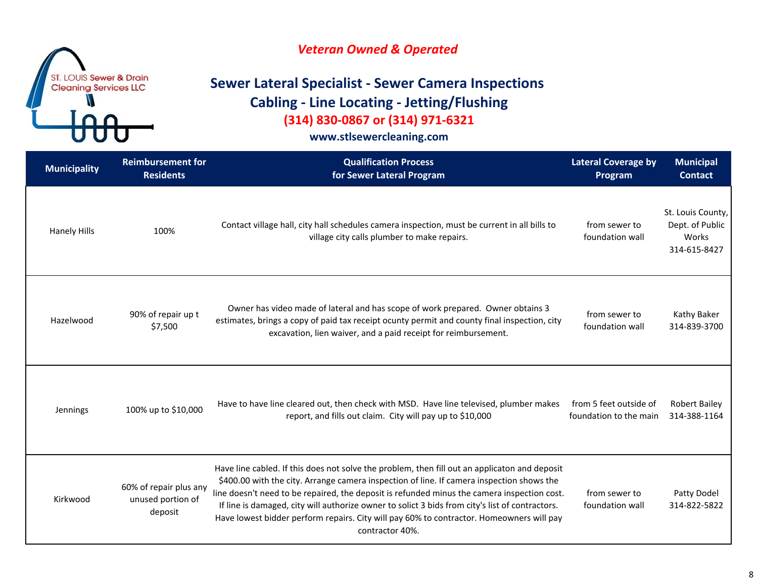ST. LOUIS Sewer & Drain Cleaning Services LLC

*Veteran Owned & Operated*

## Sewer Lateral Specialist - Sewer Camera Inspections
## Cabling - Line Locating - Jetting/Flushing

**(314) 830-0867 or (314) 971-6321**

**www.stlsewercleaning.com**

| Municipality | Reimbursement for Residents | Qualification Process for Sewer Lateral Program | Lateral Coverage by Program | Municipal Contact |
|---|---|---|---|---|
| Hanely Hills | 100% | Contact village hall, city hall schedules camera inspection, must be current in all bills to village city calls plumber to make repairs. | from sewer to foundation wall | St. Louis County, Dept. of Public Works 314-615-8427 |
| Hazelwood | 90% of repair up t $7,500 | Owner has video made of lateral and has scope of work prepared. Owner obtains 3 estimates, brings a copy of paid tax receipt ocunty permit and county final inspection, city excavation, lien waiver, and a paid receipt for reimbursement. | from sewer to foundation wall | Kathy Baker 314-839-3700 |
| Jennings | 100% up to $10,000 | Have to have line cleared out, then check with MSD. Have line televised, plumber makes report, and fills out claim. City will pay up to $10,000 | from 5 feet outside of foundation to the main | Robert Bailey 314-388-1164 |
| Kirkwood | 60% of repair plus any unused portion of deposit | Have line cabled. If this does not solve the problem, then fill out an applicaton and deposit $400.00 with the city. Arrange camera inspection of line. If camera inspection shows the line doesn't need to be repaired, the deposit is refunded minus the camera inspection cost. If line is damaged, city will authorize owner to solict 3 bids from city's list of contractors. Have lowest bidder perform repairs. City will pay 60% to contractor. Homeowners will pay contractor 40%. | from sewer to foundation wall | Patty Dodel 314-822-5822 |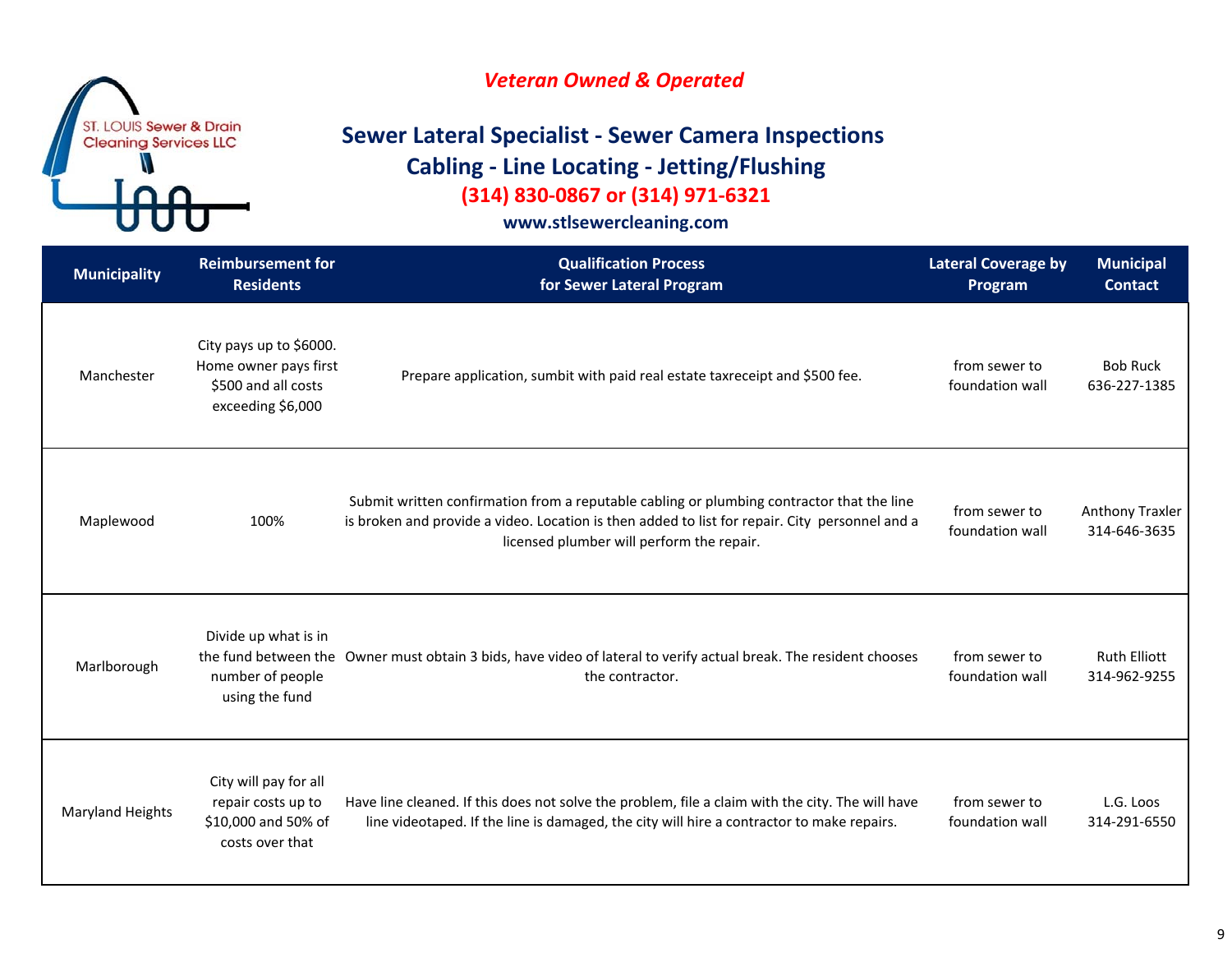*Veteran Owned & Operated*

ST. LOUIS Sewer & Drain Cleaning Services LLC

## Sewer Lateral Specialist - Sewer Camera Inspections
## Cabling - Line Locating - Jetting/Flushing

**(314) 830-0867 or (314) 971-6321**

**www.stlsewercleaning.com**

| Municipality | Reimbursement for Residents | Qualification Process for Sewer Lateral Program | Lateral Coverage by Program | Municipal Contact |
|---|---|---|---|---|
| Manchester | City pays up to $6000. Home owner pays first $500 and all costs exceeding $6,000 | Prepare application, sumbit with paid real estate taxreceipt and $500 fee. | from sewer to foundation wall | Bob Ruck 636-227-1385 |
| Maplewood | 100% | Submit written confirmation from a reputable cabling or plumbing contractor that the line is broken and provide a video. Location is then added to list for repair. City personnel and a licensed plumber will perform the repair. | from sewer to foundation wall | Anthony Traxler 314-646-3635 |
| Marlborough | Divide up what is in the fund between the number of people using the fund | Owner must obtain 3 bids, have video of lateral to verify actual break. The resident chooses the contractor. | from sewer to foundation wall | Ruth Elliott 314-962-9255 |
| Maryland Heights | City will pay for all repair costs up to $10,000 and 50% of costs over that | Have line cleaned. If this does not solve the problem, file a claim with the city. The will have line videotaped. If the line is damaged, the city will hire a contractor to make repairs. | from sewer to foundation wall | L.G. Loos 314-291-6550 |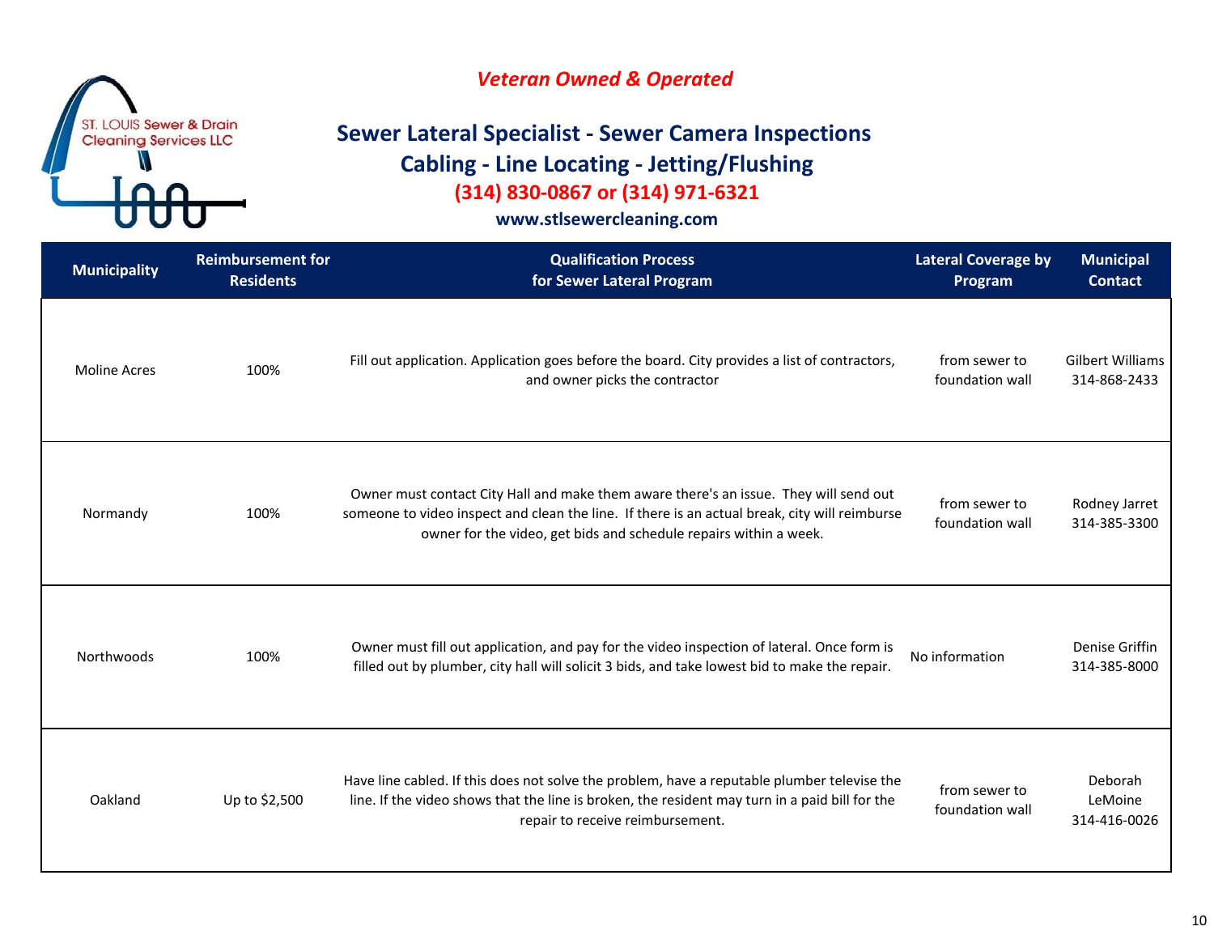ST. LOUIS Sewer & Drain Cleaning Services LLC

*Veteran Owned & Operated*

## Sewer Lateral Specialist - Sewer Camera Inspections
## Cabling - Line Locating - Jetting/Flushing

**(314) 830-0867 or (314) 971-6321**

**www.stlsewercleaning.com**

| Municipality | Reimbursement for Residents | Qualification Process for Sewer Lateral Program | Lateral Coverage by Program | Municipal Contact |
|---|---|---|---|---|
| Moline Acres | 100% | Fill out application. Application goes before the board. City provides a list of contractors, and owner picks the contractor | from sewer to foundation wall | Gilbert Williams 314-868-2433 |
| Normandy | 100% | Owner must contact City Hall and make them aware there's an issue. They will send out someone to video inspect and clean the line. If there is an actual break, city will reimburse owner for the video, get bids and schedule repairs within a week. | from sewer to foundation wall | Rodney Jarret 314-385-3300 |
| Northwoods | 100% | Owner must fill out application, and pay for the video inspection of lateral. Once form is filled out by plumber, city hall will solicit 3 bids, and take lowest bid to make the repair. | No information | Denise Griffin 314-385-8000 |
| Oakland | Up to $2,500 | Have line cabled. If this does not solve the problem, have a reputable plumber televise the line. If the video shows that the line is broken, the resident may turn in a paid bill for the repair to receive reimbursement. | from sewer to foundation wall | Deborah LeMoine 314-416-0026 |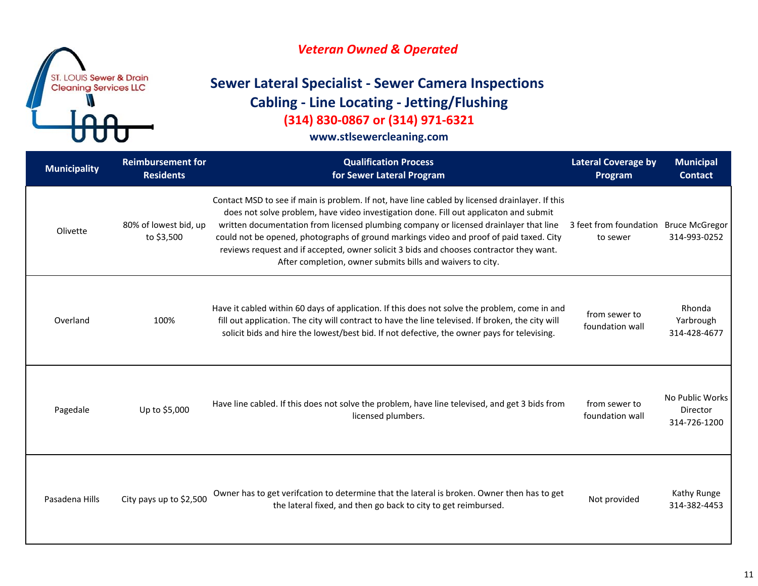ST. LOUIS Sewer & Drain Cleaning Services LLC

*Veteran Owned & Operated*

## Sewer Lateral Specialist - Sewer Camera Inspections
## Cabling - Line Locating - Jetting/Flushing

**(314) 830-0867 or (314) 971-6321**

**www.stlsewercleaning.com**

| Municipality | Reimbursement for Residents | Qualification Process for Sewer Lateral Program | Lateral Coverage by Program | Municipal Contact |
|---|---|---|---|---|
| Olivette | 80% of lowest bid, up to $3,500 | Contact MSD to see if main is problem. If not, have line cabled by licensed drainlayer. If this does not solve problem, have video investigation done. Fill out applicaton and submit written documentation from licensed plumbing company or licensed drainlayer that line could not be opened, photographs of ground markings video and proof of paid taxed. City reviews request and if accepted, owner solicit 3 bids and chooses contractor they want. After completion, owner submits bills and waivers to city. | 3 feet from foundation to sewer | Bruce McGregor 314-993-0252 |
| Overland | 100% | Have it cabled within 60 days of application. If this does not solve the problem, come in and fill out application. The city will contract to have the line televised. If broken, the city will solicit bids and hire the lowest/best bid. If not defective, the owner pays for televising. | from sewer to foundation wall | Rhonda Yarbrough 314-428-4677 |
| Pagedale | Up to $5,000 | Have line cabled. If this does not solve the problem, have line televised, and get 3 bids from licensed plumbers. | from sewer to foundation wall | No Public Works Director 314-726-1200 |
| Pasadena Hills | City pays up to $2,500 | Owner has to get verifcation to determine that the lateral is broken. Owner then has to get the lateral fixed, and then go back to city to get reimbursed. | Not provided | Kathy Runge 314-382-4453 |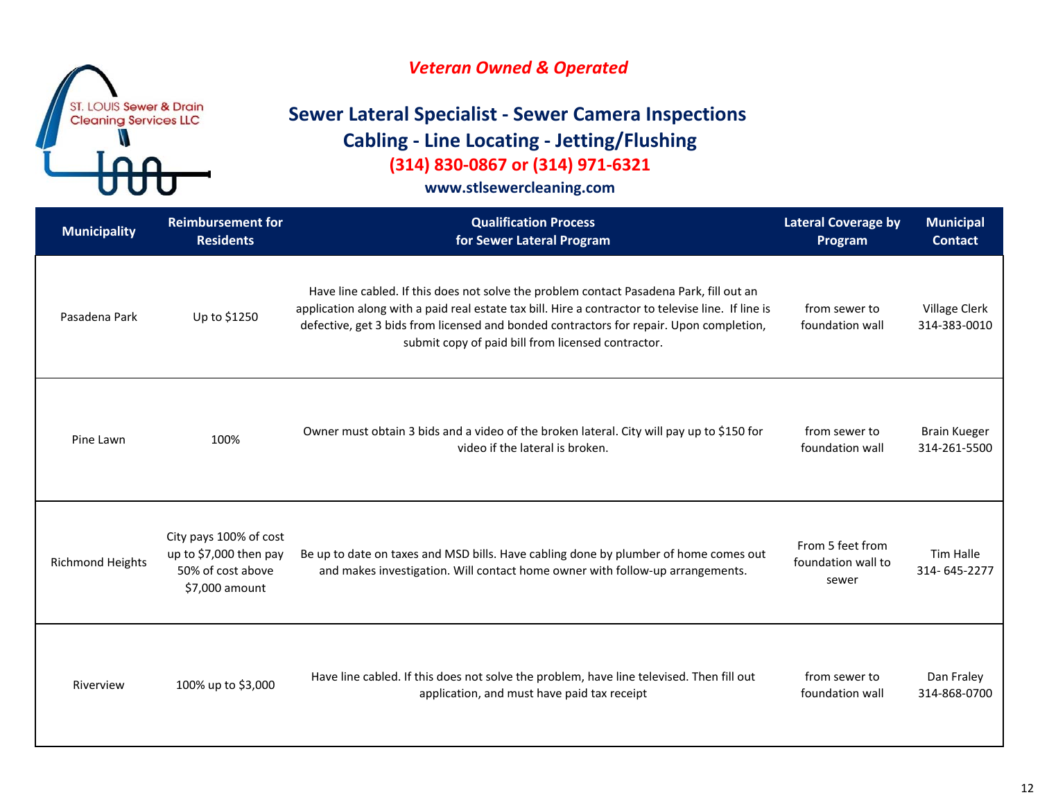*Veteran Owned & Operated*

ST. LOUIS Sewer & Drain Cleaning Services LLC

## Sewer Lateral Specialist - Sewer Camera Inspections
## Cabling - Line Locating - Jetting/Flushing

**(314) 830-0867 or (314) 971-6321**

**www.stlsewercleaning.com**

| Municipality | Reimbursement for Residents | Qualification Process for Sewer Lateral Program | Lateral Coverage by Program | Municipal Contact |
|---|---|---|---|---|
| Pasadena Park | Up to $1250 | Have line cabled. If this does not solve the problem contact Pasadena Park, fill out an application along with a paid real estate tax bill. Hire a contractor to televise line. If line is defective, get 3 bids from licensed and bonded contractors for repair. Upon completion, submit copy of paid bill from licensed contractor. | from sewer to foundation wall | Village Clerk 314-383-0010 |
| Pine Lawn | 100% | Owner must obtain 3 bids and a video of the broken lateral. City will pay up to $150 for video if the lateral is broken. | from sewer to foundation wall | Brain Kueger 314-261-5500 |
| Richmond Heights | City pays 100% of cost up to $7,000 then pay 50% of cost above $7,000 amount | Be up to date on taxes and MSD bills. Have cabling done by plumber of home comes out and makes investigation. Will contact home owner with follow-up arrangements. | From 5 feet from foundation wall to sewer | Tim Halle 314- 645-2277 |
| Riverview | 100% up to $3,000 | Have line cabled. If this does not solve the problem, have line televised. Then fill out application, and must have paid tax receipt | from sewer to foundation wall | Dan Fraley 314-868-0700 |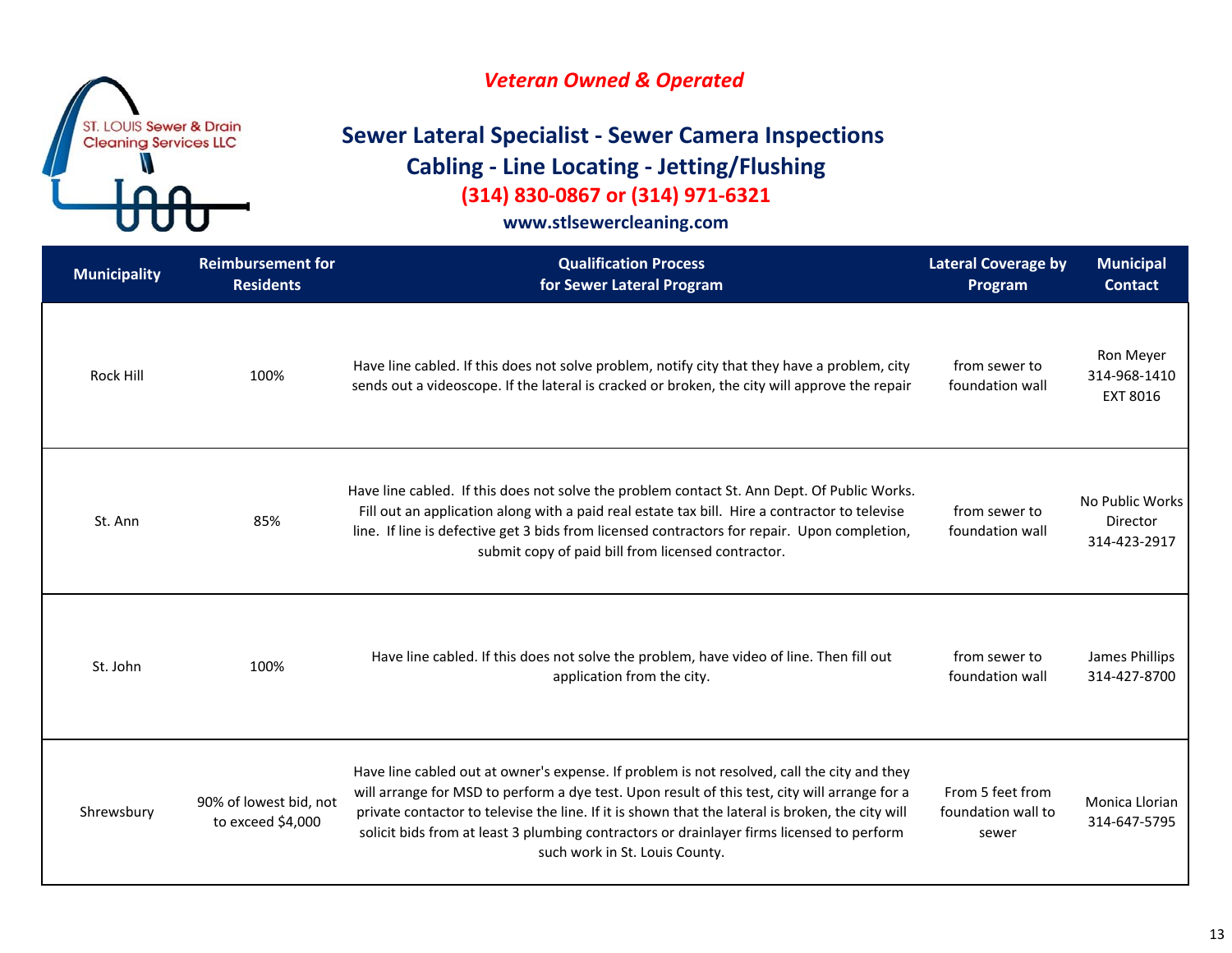ST. LOUIS Sewer & Drain Cleaning Services LLC

*Veteran Owned & Operated*

## Sewer Lateral Specialist - Sewer Camera Inspections
## Cabling - Line Locating - Jetting/Flushing

**(314) 830-0867 or (314) 971-6321**

**www.stlsewercleaning.com**

| Municipality | Reimbursement for Residents | Qualification Process for Sewer Lateral Program | Lateral Coverage by Program | Municipal Contact |
|---|---|---|---|---|
| Rock Hill | 100% | Have line cabled. If this does not solve problem, notify city that they have a problem, city sends out a videoscope. If the lateral is cracked or broken, the city will approve the repair | from sewer to foundation wall | Ron Meyer 314-968-1410 EXT 8016 |
| St. Ann | 85% | Have line cabled. If this does not solve the problem contact St. Ann Dept. Of Public Works. Fill out an application along with a paid real estate tax bill. Hire a contractor to televise line. If line is defective get 3 bids from licensed contractors for repair. Upon completion, submit copy of paid bill from licensed contractor. | from sewer to foundation wall | No Public Works Director 314-423-2917 |
| St. John | 100% | Have line cabled. If this does not solve the problem, have video of line. Then fill out application from the city. | from sewer to foundation wall | James Phillips 314-427-8700 |
| Shrewsbury | 90% of lowest bid, not to exceed $4,000 | Have line cabled out at owner's expense. If problem is not resolved, call the city and they will arrange for MSD to perform a dye test. Upon result of this test, city will arrange for a private contactor to televise the line. If it is shown that the lateral is broken, the city will solicit bids from at least 3 plumbing contractors or drainlayer firms licensed to perform such work in St. Louis County. | From 5 feet from foundation wall to sewer | Monica Llorian 314-647-5795 |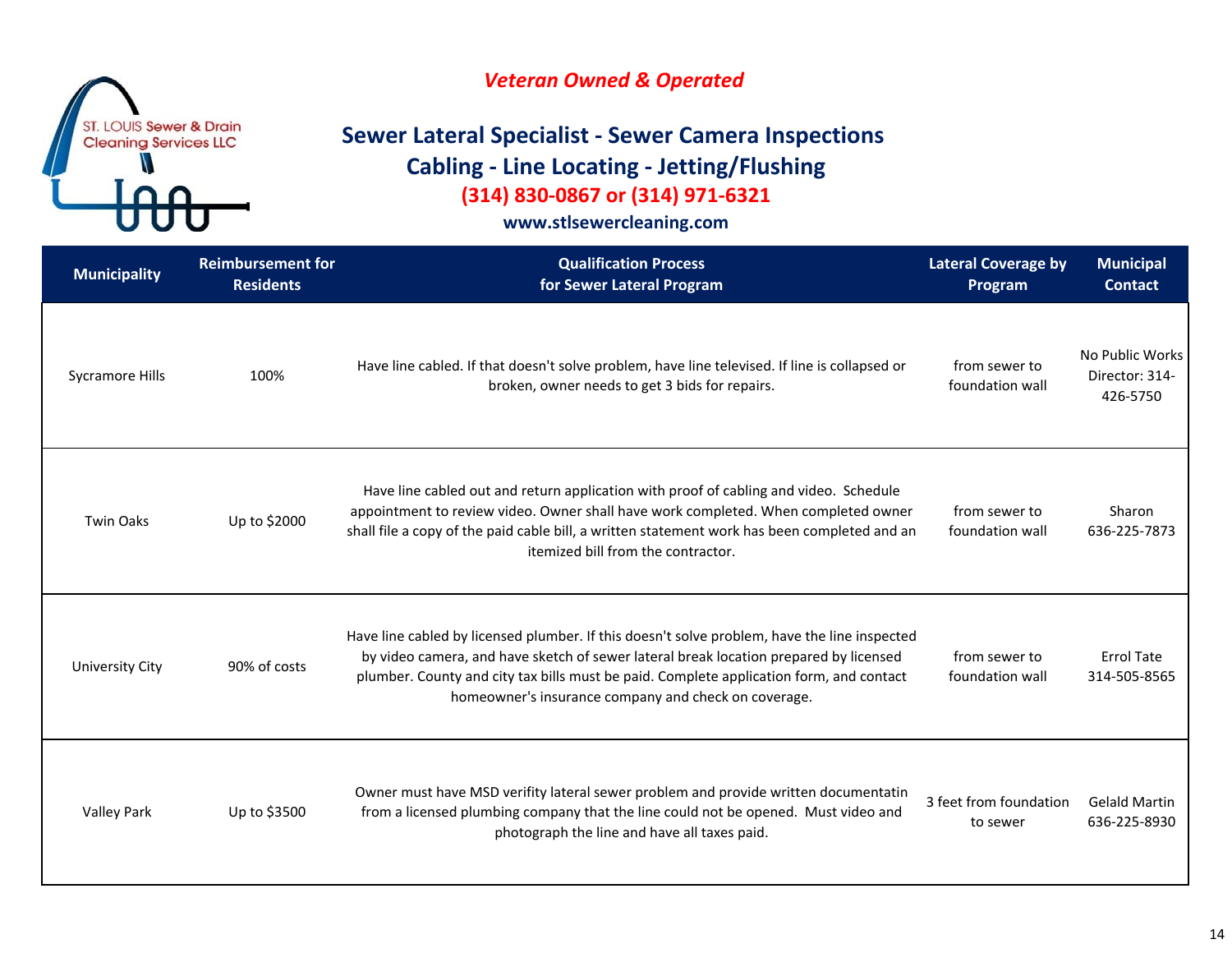ST. LOUIS Sewer & Drain Cleaning Services LLC

*Veteran Owned & Operated*

## Sewer Lateral Specialist - Sewer Camera Inspections
## Cabling - Line Locating - Jetting/Flushing

**(314) 830-0867 or (314) 971-6321**

**www.stlsewercleaning.com**

| Municipality | Reimbursement for Residents | Qualification Process for Sewer Lateral Program | Lateral Coverage by Program | Municipal Contact |
|---|---|---|---|---|
| Sycramore Hills | 100% | Have line cabled. If that doesn't solve problem, have line televised. If line is collapsed or broken, owner needs to get 3 bids for repairs. | from sewer to foundation wall | No Public Works Director: 314-426-5750 |
| Twin Oaks | Up to $2000 | Have line cabled out and return application with proof of cabling and video. Schedule appointment to review video. Owner shall have work completed. When completed owner shall file a copy of the paid cable bill, a written statement work has been completed and an itemized bill from the contractor. | from sewer to foundation wall | Sharon 636-225-7873 |
| University City | 90% of costs | Have line cabled by licensed plumber. If this doesn't solve problem, have the line inspected by video camera, and have sketch of sewer lateral break location prepared by licensed plumber. County and city tax bills must be paid. Complete application form, and contact homeowner's insurance company and check on coverage. | from sewer to foundation wall | Errol Tate 314-505-8565 |
| Valley Park | Up to $3500 | Owner must have MSD verifity lateral sewer problem and provide written documentatin from a licensed plumbing company that the line could not be opened. Must video and photograph the line and have all taxes paid. | 3 feet from foundation to sewer | Gelald Martin 636-225-8930 |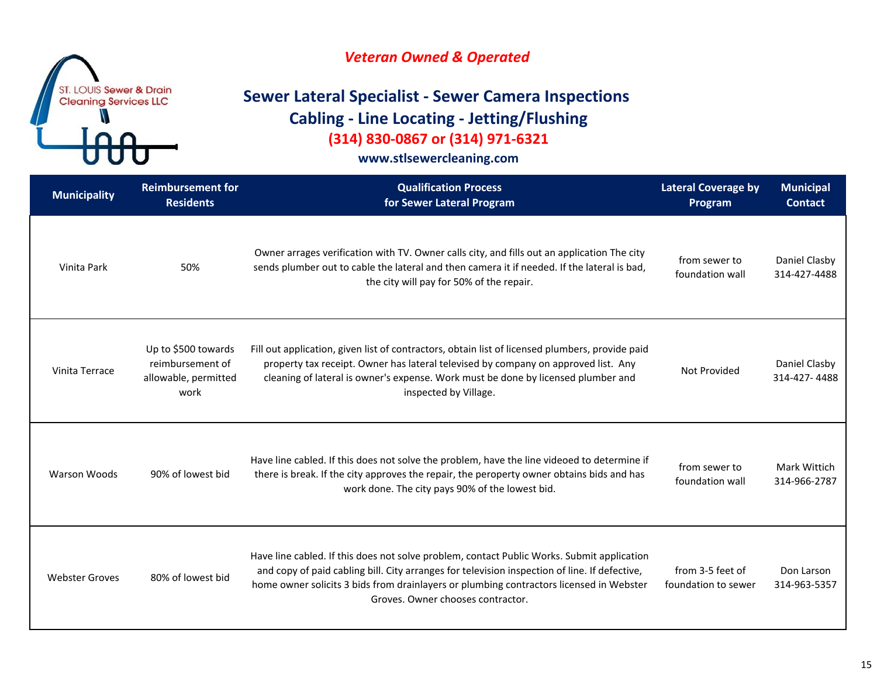ST. LOUIS Sewer & Drain Cleaning Services LLC

*Veteran Owned & Operated*

## Sewer Lateral Specialist - Sewer Camera Inspections
## Cabling - Line Locating - Jetting/Flushing

**(314) 830-0867 or (314) 971-6321**

**www.stlsewercleaning.com**

| Municipality | Reimbursement for Residents | Qualification Process for Sewer Lateral Program | Lateral Coverage by Program | Municipal Contact |
|---|---|---|---|---|
| Vinita Park | 50% | Owner arrages verification with TV. Owner calls city, and fills out an application The city sends plumber out to cable the lateral and then camera it if needed. If the lateral is bad, the city will pay for 50% of the repair. | from sewer to foundation wall | Daniel Clasby 314-427-4488 |
| Vinita Terrace | Up to $500 towards reimbursement of allowable, permitted work | Fill out application, given list of contractors, obtain list of licensed plumbers, provide paid property tax receipt. Owner has lateral televised by company on approved list. Any cleaning of lateral is owner's expense. Work must be done by licensed plumber and inspected by Village. | Not Provided | Daniel Clasby 314-427- 4488 |
| Warson Woods | 90% of lowest bid | Have line cabled. If this does not solve the problem, have the line videoed to determine if there is break. If the city approves the repair, the peroperty owner obtains bids and has work done. The city pays 90% of the lowest bid. | from sewer to foundation wall | Mark Wittich 314-966-2787 |
| Webster Groves | 80% of lowest bid | Have line cabled. If this does not solve problem, contact Public Works. Submit application and copy of paid cabling bill. City arranges for television inspection of line. If defective, home owner solicits 3 bids from drainlayers or plumbing contractors licensed in Webster Groves. Owner chooses contractor. | from 3-5 feet of foundation to sewer | Don Larson 314-963-5357 |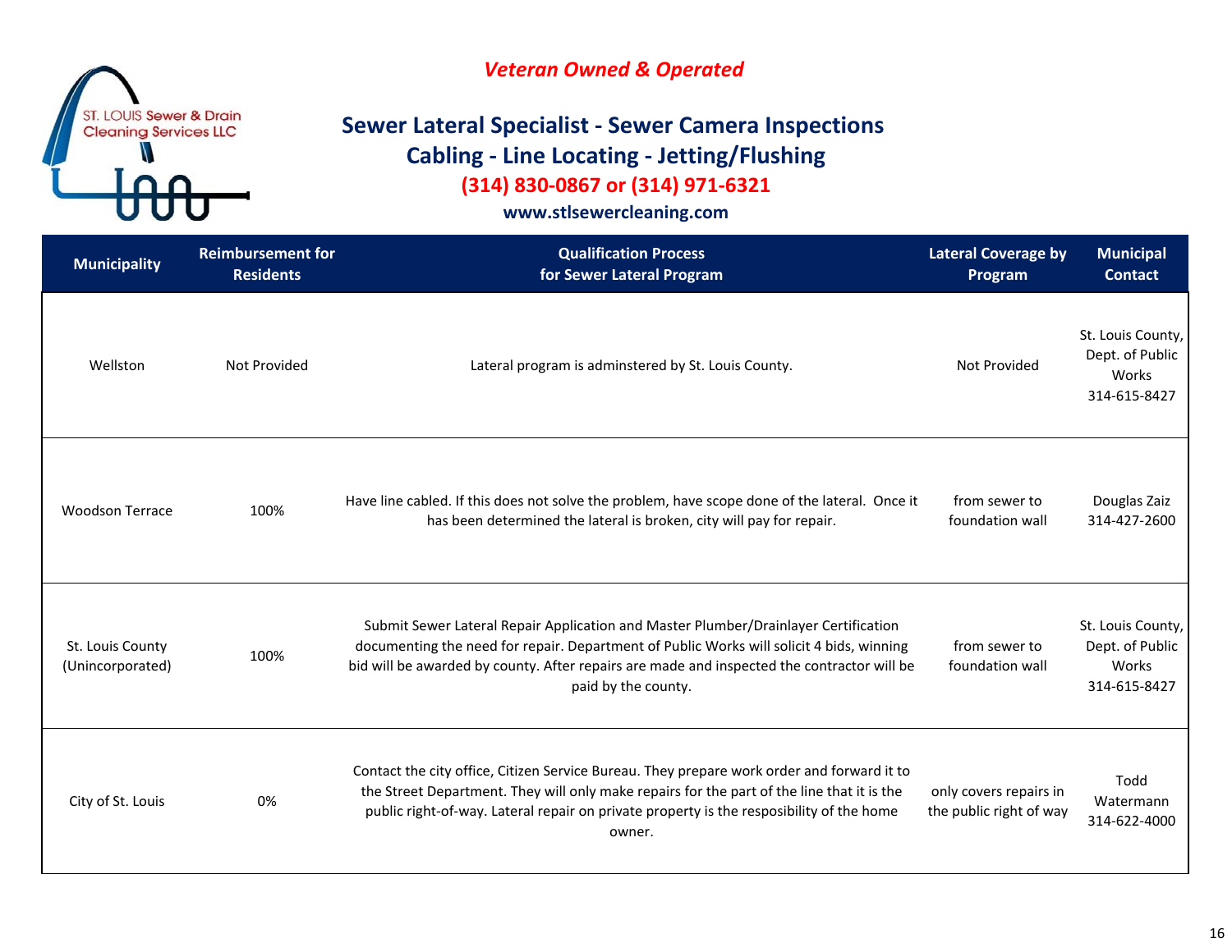*Veteran Owned & Operated*

## Sewer Lateral Specialist - Sewer Camera Inspections
## Cabling - Line Locating - Jetting/Flushing

**(314) 830-0867 or (314) 971-6321**

**www.stlsewercleaning.com**

| Municipality | Reimbursement for Residents | Qualification Process for Sewer Lateral Program | Lateral Coverage by Program | Municipal Contact |
|---|---|---|---|---|
| Wellston | Not Provided | Lateral program is adminstered by St. Louis County. | Not Provided | St. Louis County, Dept. of Public Works 314-615-8427 |
| Woodson Terrace | 100% | Have line cabled. If this does not solve the problem, have scope done of the lateral. Once it has been determined the lateral is broken, city will pay for repair. | from sewer to foundation wall | Douglas Zaiz 314-427-2600 |
| St. Louis County (Unincorporated) | 100% | Submit Sewer Lateral Repair Application and Master Plumber/Drainlayer Certification documenting the need for repair. Department of Public Works will solicit 4 bids, winning bid will be awarded by county. After repairs are made and inspected the contractor will be paid by the county. | from sewer to foundation wall | St. Louis County, Dept. of Public Works 314-615-8427 |
| City of St. Louis | 0% | Contact the city office, Citizen Service Bureau. They prepare work order and forward it to the Street Department. They will only make repairs for the part of the line that it is the public right-of-way. Lateral repair on private property is the resposibility of the home owner. | only covers repairs in the public right of way | Todd Watermann 314-622-4000 |